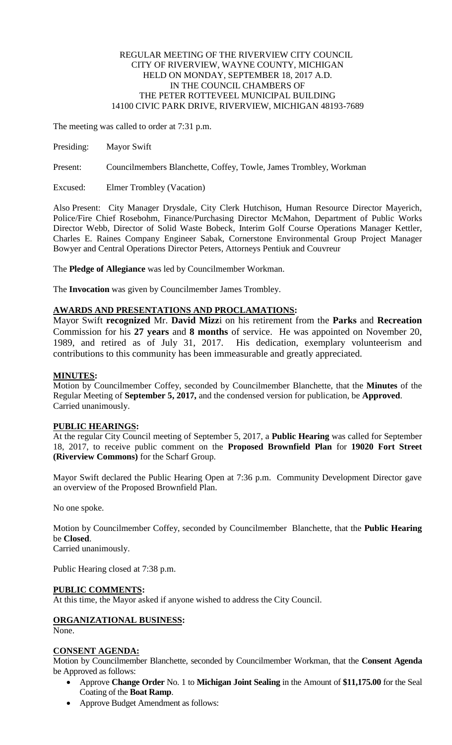REGULAR MEETING OF THE RIVERVIEW CITY COUNCIL
CITY OF RIVERVIEW, WAYNE COUNTY, MICHIGAN
HELD ON MONDAY, SEPTEMBER 18, 2017 A.D.
IN THE COUNCIL CHAMBERS OF
THE PETER ROTTEVEEL MUNICIPAL BUILDING
14100 CIVIC PARK DRIVE, RIVERVIEW, MICHIGAN 48193-7689

The meeting was called to order at 7:31 p.m.

Presiding: Mayor Swift

Present: Councilmembers Blanchette, Coffey, Towle, James Trombley, Workman

Excused: Elmer Trombley (Vacation)

Also Present: City Manager Drysdale, City Clerk Hutchison, Human Resource Director Mayerich, Police/Fire Chief Rosebohm, Finance/Purchasing Director McMahon, Department of Public Works Director Webb, Director of Solid Waste Bobeck, Interim Golf Course Operations Manager Kettler, Charles E. Raines Company Engineer Sabak, Cornerstone Environmental Group Project Manager Bowyer and Central Operations Director Peters, Attorneys Pentiuk and Couvreur

The **Pledge of Allegiance** was led by Councilmember Workman.

The **Invocation** was given by Councilmember James Trombley.

## AWARDS AND PRESENTATIONS AND PROCLAMATIONS:

Mayor Swift **recognized** Mr. **David Mizz**i on his retirement from the **Parks** and **Recreation** Commission for his **27 years** and **8 months** of service. He was appointed on November 20, 1989, and retired as of July 31, 2017. His dedication, exemplary volunteerism and contributions to this community has been immeasurable and greatly appreciated.

## MINUTES:

Motion by Councilmember Coffey, seconded by Councilmember Blanchette, that the **Minutes** of the Regular Meeting of **September 5, 2017,** and the condensed version for publication, be **Approved**.
Carried unanimously.

## PUBLIC HEARINGS:

At the regular City Council meeting of September 5, 2017, a **Public Hearing** was called for September 18, 2017, to receive public comment on the **Proposed Brownfield Plan** for **19020 Fort Street (Riverview Commons)** for the Scharf Group.

Mayor Swift declared the Public Hearing Open at 7:36 p.m. Community Development Director gave an overview of the Proposed Brownfield Plan.

No one spoke.

Motion by Councilmember Coffey, seconded by Councilmember Blanchette, that the **Public Hearing** be **Closed**.
Carried unanimously.

Public Hearing closed at 7:38 p.m.

## PUBLIC COMMENTS:

At this time, the Mayor asked if anyone wished to address the City Council.

## ORGANIZATIONAL BUSINESS:

None.

## CONSENT AGENDA:

Motion by Councilmember Blanchette, seconded by Councilmember Workman, that the **Consent Agenda** be Approved as follows:

- Approve **Change Order** No. 1 to **Michigan Joint Sealing** in the Amount of **$11,175.00** for the Seal Coating of the **Boat Ramp**.
- Approve Budget Amendment as follows: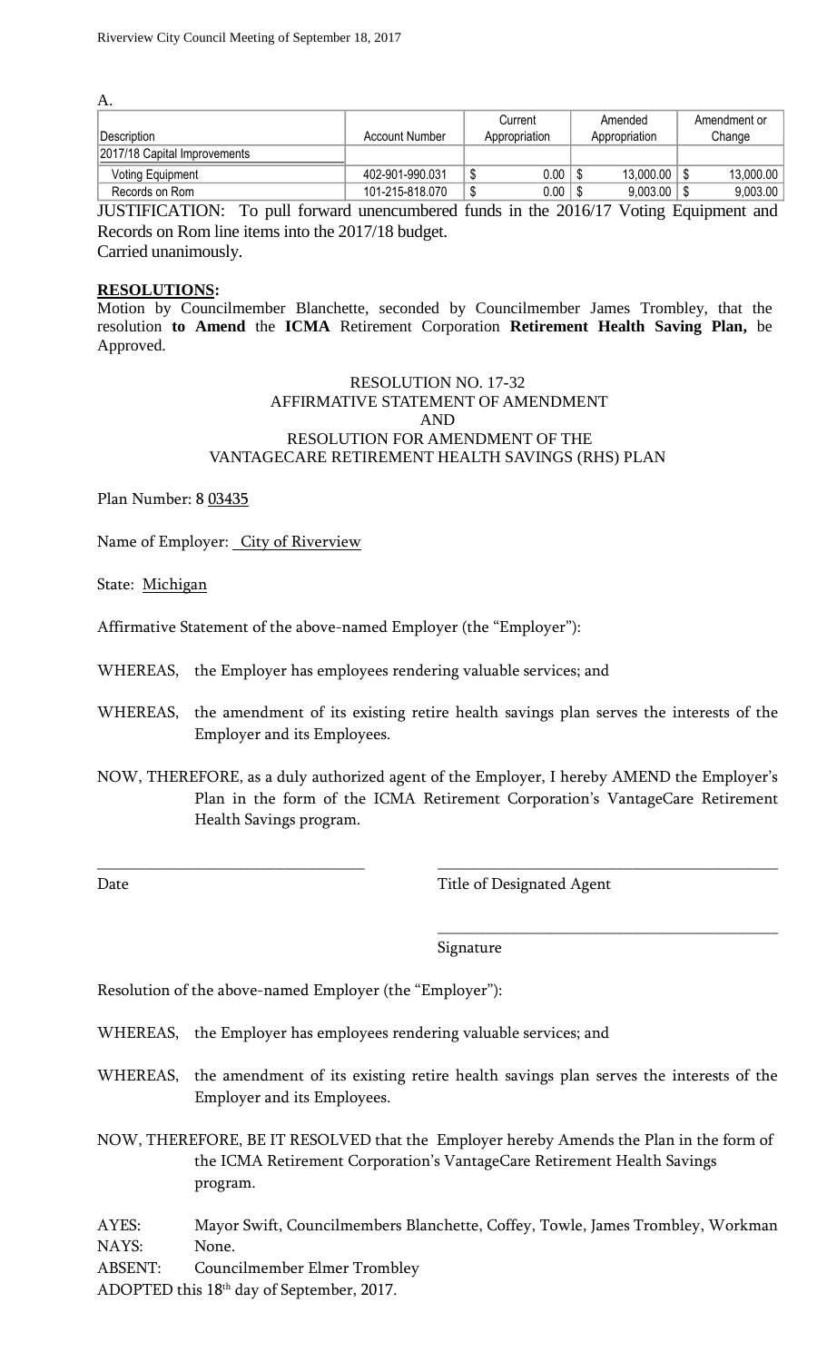A.

| Description | Account Number | Current Appropriation | Amended Appropriation | Amendment or Change |
|---|---|---|---|---|
| 2017/18 Capital Improvements | | | | |
| Voting Equipment | 402-901-990.031 | $ 0.00 | $ 13,000.00 | $ 13,000.00 |
| Records on Rom | 101-215-818.070 | $ 0.00 | $ 9,003.00 | $ 9,003.00 |

JUSTIFICATION: To pull forward unencumbered funds in the 2016/17 Voting Equipment and Records on Rom line items into the 2017/18 budget.
Carried unanimously.

**RESOLUTIONS:**

Motion by Councilmember Blanchette, seconded by Councilmember James Trombley, that the resolution **to Amend** the **ICMA** Retirement Corporation **Retirement Health Saving Plan,** be Approved.

RESOLUTION NO. 17-32
AFFIRMATIVE STATEMENT OF AMENDMENT
AND
RESOLUTION FOR AMENDMENT OF THE
VANTAGECARE RETIREMENT HEALTH SAVINGS (RHS) PLAN

Plan Number: 8 03435

Name of Employer: City of Riverview

State: Michigan

Affirmative Statement of the above-named Employer (the "Employer"):

WHEREAS, the Employer has employees rendering valuable services; and

WHEREAS, the amendment of its existing retire health savings plan serves the interests of the Employer and its Employees.

NOW, THEREFORE, as a duly authorized agent of the Employer, I hereby AMEND the Employer's Plan in the form of the ICMA Retirement Corporation's VantageCare Retirement Health Savings program.

\_\_\_\_\_\_\_\_\_\_\_\_\_\_\_\_\_\_\_\_\_\_\_\_\_\_\_\_ \_\_\_\_\_\_\_\_\_\_\_\_\_\_\_\_\_\_\_\_\_\_\_\_\_\_\_\_\_\_\_\_\_\_\_\_
Date Title of Designated Agent

\_\_\_\_\_\_\_\_\_\_\_\_\_\_\_\_\_\_\_\_\_\_\_\_\_\_\_\_\_\_\_\_\_\_\_\_
Signature

Resolution of the above-named Employer (the "Employer"):

WHEREAS, the Employer has employees rendering valuable services; and

WHEREAS, the amendment of its existing retire health savings plan serves the interests of the Employer and its Employees.

NOW, THEREFORE, BE IT RESOLVED that the Employer hereby Amends the Plan in the form of the ICMA Retirement Corporation's VantageCare Retirement Health Savings program.

AYES: Mayor Swift, Councilmembers Blanchette, Coffey, Towle, James Trombley, Workman
NAYS: None.
ABSENT: Councilmember Elmer Trombley
ADOPTED this 18th day of September, 2017.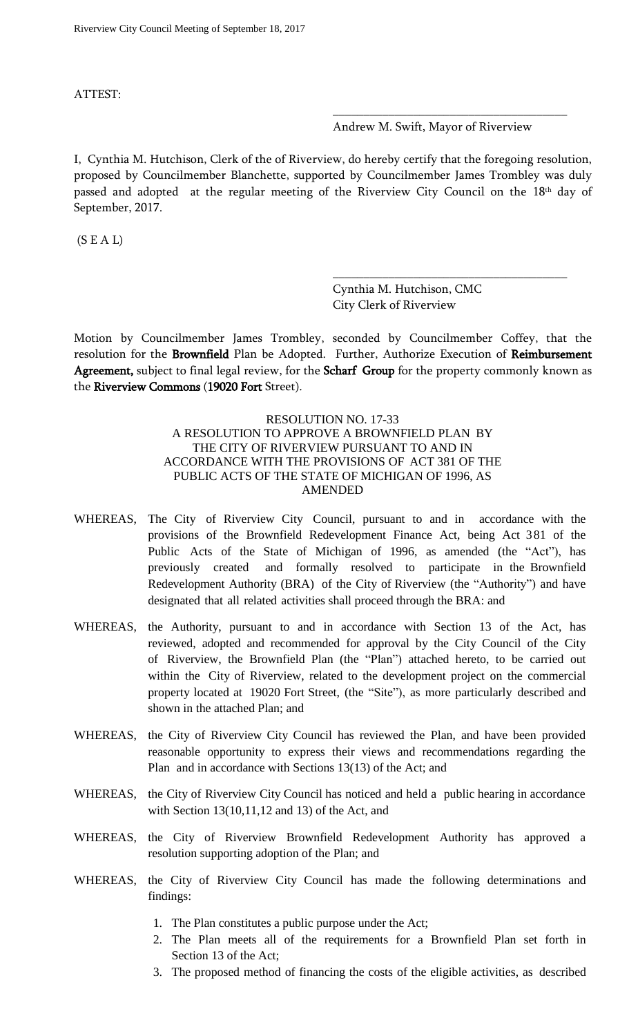ATTEST:

\_\_\_\_\_\_\_\_\_\_\_\_\_\_\_\_\_\_\_\_\_\_\_\_\_\_\_\_\_\_\_\_\_\_\_\_\_\_

Andrew M. Swift, Mayor of Riverview

I, Cynthia M. Hutchison, Clerk of the of Riverview, do hereby certify that the foregoing resolution, proposed by Councilmember Blanchette, supported by Councilmember James Trombley was duly passed and adopted at the regular meeting of the Riverview City Council on the 18th day of September, 2017.

(S E A L)

\_\_\_\_\_\_\_\_\_\_\_\_\_\_\_\_\_\_\_\_\_\_\_\_\_\_\_\_\_\_\_\_\_\_\_\_\_\_

Cynthia M. Hutchison, CMC
City Clerk of Riverview

Motion by Councilmember James Trombley, seconded by Councilmember Coffey, that the resolution for the **Brownfield** Plan be Adopted. Further, Authorize Execution of **Reimbursement Agreement,** subject to final legal review, for the **Scharf Group** for the property commonly known as the **Riverview Commons** (**19020 Fort** Street).

RESOLUTION NO. 17-33
A RESOLUTION TO APPROVE A BROWNFIELD PLAN BY THE CITY OF RIVERVIEW PURSUANT TO AND IN ACCORDANCE WITH THE PROVISIONS OF ACT 381 OF THE PUBLIC ACTS OF THE STATE OF MICHIGAN OF 1996, AS AMENDED

WHEREAS, The City of Riverview City Council, pursuant to and in accordance with the provisions of the Brownfield Redevelopment Finance Act, being Act 381 of the Public Acts of the State of Michigan of 1996, as amended (the "Act"), has previously created and formally resolved to participate in the Brownfield Redevelopment Authority (BRA) of the City of Riverview (the "Authority") and have designated that all related activities shall proceed through the BRA: and

WHEREAS, the Authority, pursuant to and in accordance with Section 13 of the Act, has reviewed, adopted and recommended for approval by the City Council of the City of Riverview, the Brownfield Plan (the "Plan") attached hereto, to be carried out within the City of Riverview, related to the development project on the commercial property located at 19020 Fort Street, (the "Site"), as more particularly described and shown in the attached Plan; and

WHEREAS, the City of Riverview City Council has reviewed the Plan, and have been provided reasonable opportunity to express their views and recommendations regarding the Plan and in accordance with Sections 13(13) of the Act; and

WHEREAS, the City of Riverview City Council has noticed and held a public hearing in accordance with Section 13(10,11,12 and 13) of the Act, and

WHEREAS, the City of Riverview Brownfield Redevelopment Authority has approved a resolution supporting adoption of the Plan; and

WHEREAS, the City of Riverview City Council has made the following determinations and findings:

1. The Plan constitutes a public purpose under the Act;
2. The Plan meets all of the requirements for a Brownfield Plan set forth in Section 13 of the Act;
3. The proposed method of financing the costs of the eligible activities, as described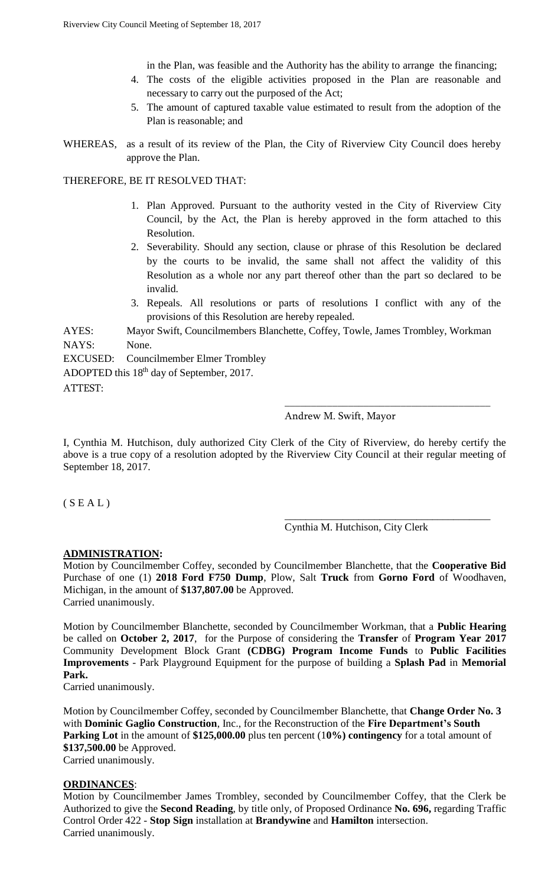in the Plan, was feasible and the Authority has the ability to arrange the financing;

4. The costs of the eligible activities proposed in the Plan are reasonable and necessary to carry out the purposed of the Act;
5. The amount of captured taxable value estimated to result from the adoption of the Plan is reasonable; and

WHEREAS, as a result of its review of the Plan, the City of Riverview City Council does hereby approve the Plan.

THEREFORE, BE IT RESOLVED THAT:

1. Plan Approved. Pursuant to the authority vested in the City of Riverview City Council, by the Act, the Plan is hereby approved in the form attached to this Resolution.
2. Severability. Should any section, clause or phrase of this Resolution be declared by the courts to be invalid, the same shall not affect the validity of this Resolution as a whole nor any part thereof other than the part so declared to be invalid.
3. Repeals. All resolutions or parts of resolutions I conflict with any of the provisions of this Resolution are hereby repealed.

AYES: Mayor Swift, Councilmembers Blanchette, Coffey, Towle, James Trombley, Workman
NAYS: None.
EXCUSED: Councilmember Elmer Trombley
ADOPTED this 18th day of September, 2017.
ATTEST:

\_\_\_\_\_\_\_\_\_\_\_\_\_\_\_\_\_\_\_\_\_\_\_\_\_\_\_\_\_\_\_\_\_\_\_\_\_\_\_\_
Andrew M. Swift, Mayor

I, Cynthia M. Hutchison, duly authorized City Clerk of the City of Riverview, do hereby certify the above is a true copy of a resolution adopted by the Riverview City Council at their regular meeting of September 18, 2017.

( S E A L )

\_\_\_\_\_\_\_\_\_\_\_\_\_\_\_\_\_\_\_\_\_\_\_\_\_\_\_\_\_\_\_\_\_\_\_\_\_\_\_\_
Cynthia M. Hutchison, City Clerk

**ADMINISTRATION:**

Motion by Councilmember Coffey, seconded by Councilmember Blanchette, that the **Cooperative Bid** Purchase of one (1) **2018 Ford F750 Dump**, Plow, Salt **Truck** from **Gorno Ford** of Woodhaven, Michigan, in the amount of **$137,807.00** be Approved.
Carried unanimously.

Motion by Councilmember Blanchette, seconded by Councilmember Workman, that a **Public Hearing** be called on **October 2, 2017**, for the Purpose of considering the **Transfer** of **Program Year 2017** Community Development Block Grant **(CDBG) Program Income Funds** to **Public Facilities Improvements** - Park Playground Equipment for the purpose of building a **Splash Pad** in **Memorial Park.**
Carried unanimously.

Motion by Councilmember Coffey, seconded by Councilmember Blanchette, that **Change Order No. 3** with **Dominic Gaglio Construction**, Inc., for the Reconstruction of the **Fire Department's South Parking Lot** in the amount of **$125,000.00** plus ten percent (1**0%) contingency** for a total amount of **$137,500.00** be Approved.
Carried unanimously.

**ORDINANCES**:

Motion by Councilmember James Trombley, seconded by Councilmember Coffey, that the Clerk be Authorized to give the **Second Reading**, by title only, of Proposed Ordinance **No. 696,** regarding Traffic Control Order 422 - **Stop Sign** installation at **Brandywine** and **Hamilton** intersection.
Carried unanimously.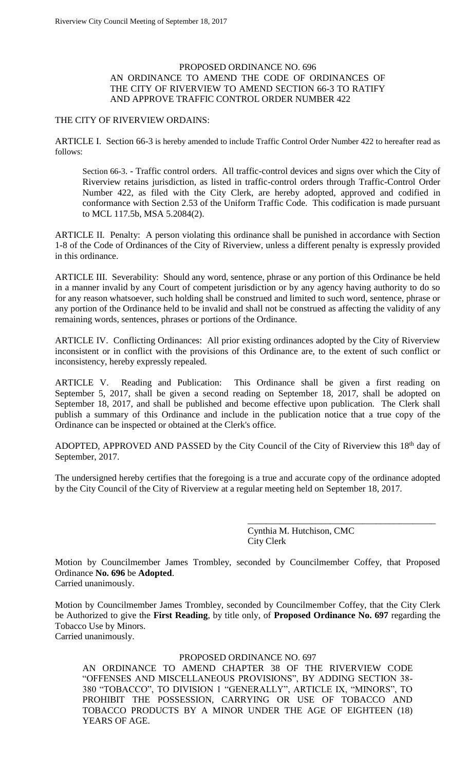PROPOSED ORDINANCE NO. 696
AN ORDINANCE TO AMEND THE CODE OF ORDINANCES OF THE CITY OF RIVERVIEW TO AMEND SECTION 66-3 TO RATIFY AND APPROVE TRAFFIC CONTROL ORDER NUMBER 422

THE CITY OF RIVERVIEW ORDAINS:

ARTICLE I. Section 66-3 is hereby amended to include Traffic Control Order Number 422 to hereafter read as follows:

> Section 66-3. - Traffic control orders. All traffic-control devices and signs over which the City of Riverview retains jurisdiction, as listed in traffic-control orders through Traffic-Control Order Number 422, as filed with the City Clerk, are hereby adopted, approved and codified in conformance with Section 2.53 of the Uniform Traffic Code. This codification is made pursuant to MCL 117.5b, MSA 5.2084(2).

ARTICLE II. Penalty: A person violating this ordinance shall be punished in accordance with Section 1-8 of the Code of Ordinances of the City of Riverview, unless a different penalty is expressly provided in this ordinance.

ARTICLE III. Severability: Should any word, sentence, phrase or any portion of this Ordinance be held in a manner invalid by any Court of competent jurisdiction or by any agency having authority to do so for any reason whatsoever, such holding shall be construed and limited to such word, sentence, phrase or any portion of the Ordinance held to be invalid and shall not be construed as affecting the validity of any remaining words, sentences, phrases or portions of the Ordinance.

ARTICLE IV. Conflicting Ordinances: All prior existing ordinances adopted by the City of Riverview inconsistent or in conflict with the provisions of this Ordinance are, to the extent of such conflict or inconsistency, hereby expressly repealed.

ARTICLE V. Reading and Publication: This Ordinance shall be given a first reading on September 5, 2017, shall be given a second reading on September 18, 2017, shall be adopted on September 18, 2017, and shall be published and become effective upon publication. The Clerk shall publish a summary of this Ordinance and include in the publication notice that a true copy of the Ordinance can be inspected or obtained at the Clerk's office.

ADOPTED, APPROVED AND PASSED by the City Council of the City of Riverview this 18th day of September, 2017.

The undersigned hereby certifies that the foregoing is a true and accurate copy of the ordinance adopted by the City Council of the City of Riverview at a regular meeting held on September 18, 2017.

\_\_\_\_\_\_\_\_\_\_\_\_\_\_\_\_\_\_\_\_\_\_\_\_\_\_\_\_\_\_\_\_\_\_\_\_\_\_\_\_

Cynthia M. Hutchison, CMC
City Clerk

Motion by Councilmember James Trombley, seconded by Councilmember Coffey, that Proposed Ordinance **No. 696** be **Adopted**.
Carried unanimously.

Motion by Councilmember James Trombley, seconded by Councilmember Coffey, that the City Clerk be Authorized to give the **First Reading**, by title only, of **Proposed Ordinance No. 697** regarding the Tobacco Use by Minors.
Carried unanimously.

PROPOSED ORDINANCE NO. 697
AN ORDINANCE TO AMEND CHAPTER 38 OF THE RIVERVIEW CODE "OFFENSES AND MISCELLANEOUS PROVISIONS", BY ADDING SECTION 38-380 "TOBACCO", TO DIVISION 1 "GENERALLY", ARTICLE IX, "MINORS", TO PROHIBIT THE POSSESSION, CARRYING OR USE OF TOBACCO AND TOBACCO PRODUCTS BY A MINOR UNDER THE AGE OF EIGHTEEN (18) YEARS OF AGE.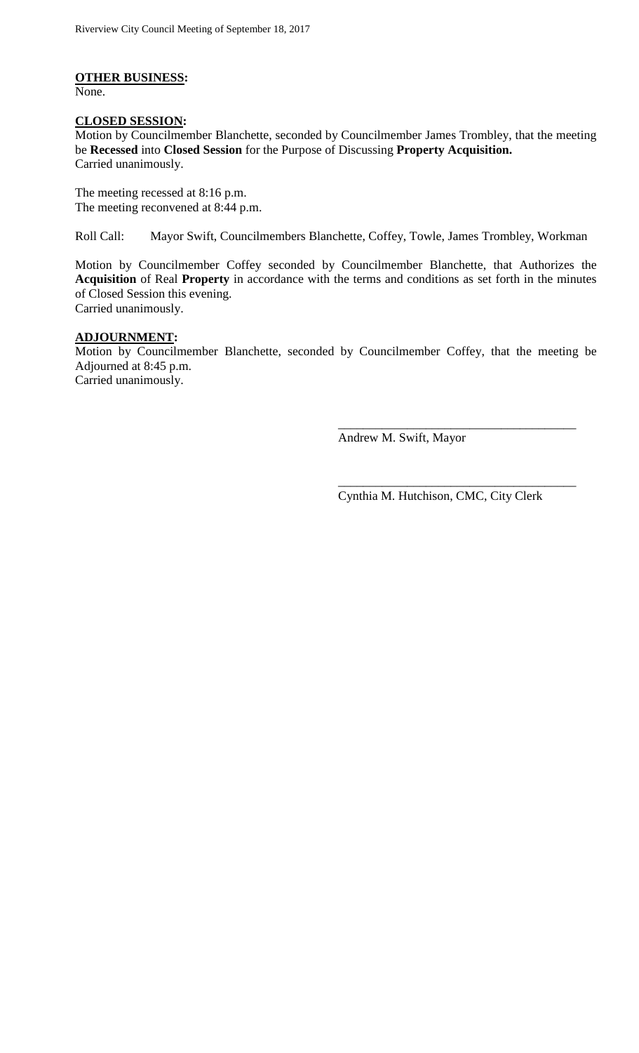**OTHER BUSINESS:**
None.

**CLOSED SESSION:**
Motion by Councilmember Blanchette, seconded by Councilmember James Trombley, that the meeting be **Recessed** into **Closed Session** for the Purpose of Discussing **Property Acquisition.**
Carried unanimously.

The meeting recessed at 8:16 p.m.
The meeting reconvened at 8:44 p.m.

Roll Call: Mayor Swift, Councilmembers Blanchette, Coffey, Towle, James Trombley, Workman

Motion by Councilmember Coffey seconded by Councilmember Blanchette, that Authorizes the **Acquisition** of Real **Property** in accordance with the terms and conditions as set forth in the minutes of Closed Session this evening.
Carried unanimously.

**ADJOURNMENT:**
Motion by Councilmember Blanchette, seconded by Councilmember Coffey, that the meeting be Adjourned at 8:45 p.m.
Carried unanimously.

\_\_\_\_\_\_\_\_\_\_\_\_\_\_\_\_\_\_\_\_\_\_\_\_\_\_\_\_\_\_\_\_\_\_\_\_\_
Andrew M. Swift, Mayor

\_\_\_\_\_\_\_\_\_\_\_\_\_\_\_\_\_\_\_\_\_\_\_\_\_\_\_\_\_\_\_\_\_\_\_\_\_
Cynthia M. Hutchison, CMC, City Clerk